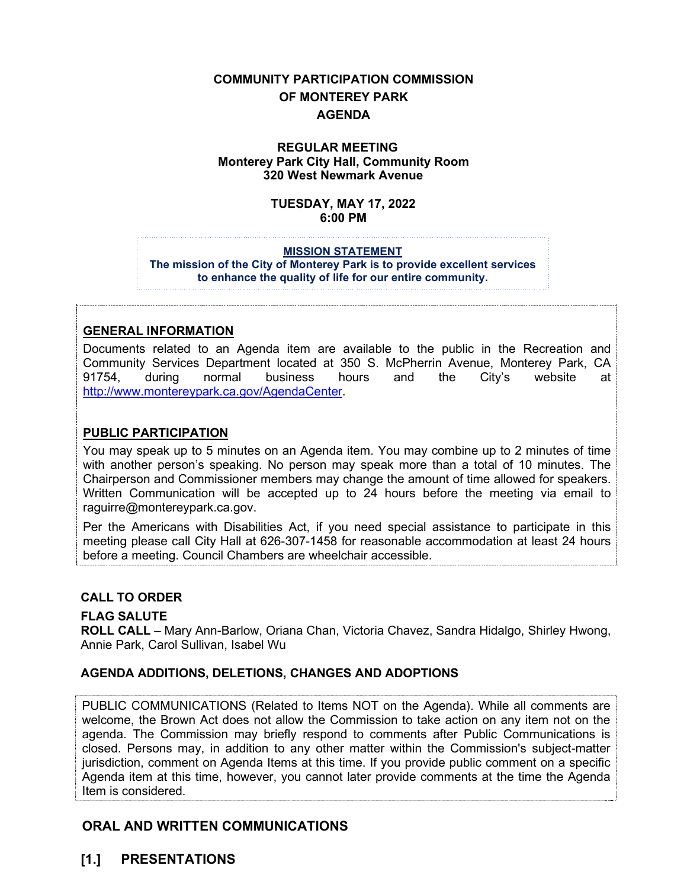# COMMUNITY PARTICIPATION COMMISSION
# OF MONTEREY PARK
# AGENDA

**REGULAR MEETING**
**Monterey Park City Hall, Community Room**
**320 West Newmark Avenue**

**TUESDAY, MAY 17, 2022**
**6:00 PM**

**MISSION STATEMENT**
**The mission of the City of Monterey Park is to provide excellent services to enhance the quality of life for our entire community.**

## GENERAL INFORMATION

Documents related to an Agenda item are available to the public in the Recreation and Community Services Department located at 350 S. McPherrin Avenue, Monterey Park, CA 91754, during normal business hours and the City's website at http://www.montereypark.ca.gov/AgendaCenter.

## PUBLIC PARTICIPATION

You may speak up to 5 minutes on an Agenda item. You may combine up to 2 minutes of time with another person's speaking. No person may speak more than a total of 10 minutes. The Chairperson and Commissioner members may change the amount of time allowed for speakers. Written Communication will be accepted up to 24 hours before the meeting via email to raguirre@montereypark.ca.gov.

Per the Americans with Disabilities Act, if you need special assistance to participate in this meeting please call City Hall at 626-307-1458 for reasonable accommodation at least 24 hours before a meeting. Council Chambers are wheelchair accessible.

**CALL TO ORDER**

**FLAG SALUTE**

**ROLL CALL** – Mary Ann-Barlow, Oriana Chan, Victoria Chavez, Sandra Hidalgo, Shirley Hwong, Annie Park, Carol Sullivan, Isabel Wu

**AGENDA ADDITIONS, DELETIONS, CHANGES AND ADOPTIONS**

PUBLIC COMMUNICATIONS (Related to Items NOT on the Agenda). While all comments are welcome, the Brown Act does not allow the Commission to take action on any item not on the agenda. The Commission may briefly respond to comments after Public Communications is closed. Persons may, in addition to any other matter within the Commission's subject-matter jurisdiction, comment on Agenda Items at this time. If you provide public comment on a specific Agenda item at this time, however, you cannot later provide comments at the time the Agenda Item is considered.

## ORAL AND WRITTEN COMMUNICATIONS

## [1.] PRESENTATIONS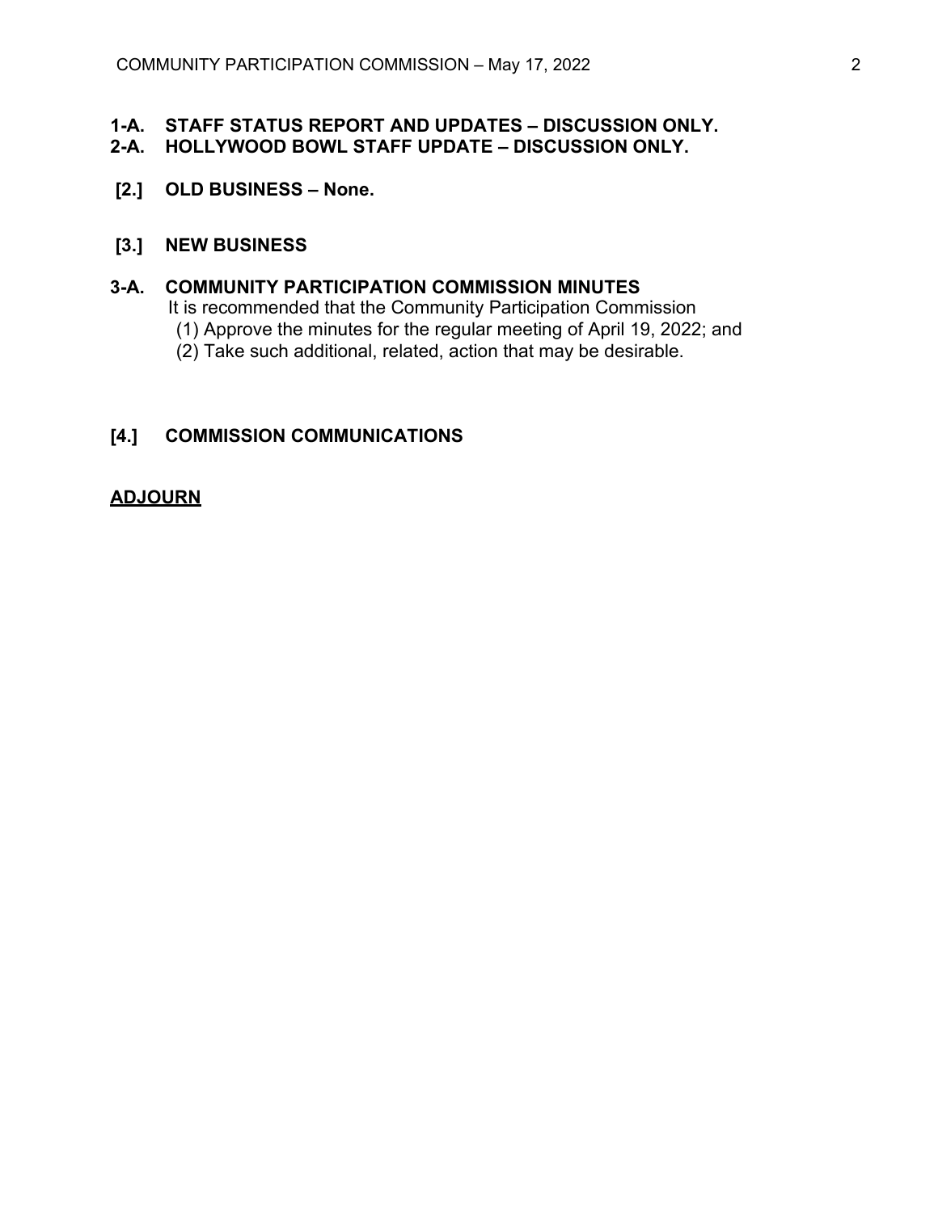**1-A. STAFF STATUS REPORT AND UPDATES – DISCUSSION ONLY.**

**2-A. HOLLYWOOD BOWL STAFF UPDATE – DISCUSSION ONLY.**

**[2.] OLD BUSINESS – None.**

**[3.] NEW BUSINESS**

**3-A. COMMUNITY PARTICIPATION COMMISSION MINUTES**

It is recommended that the Community Participation Commission

(1) Approve the minutes for the regular meeting of April 19, 2022; and

(2) Take such additional, related, action that may be desirable.

**[4.] COMMISSION COMMUNICATIONS**

**ADJOURN**